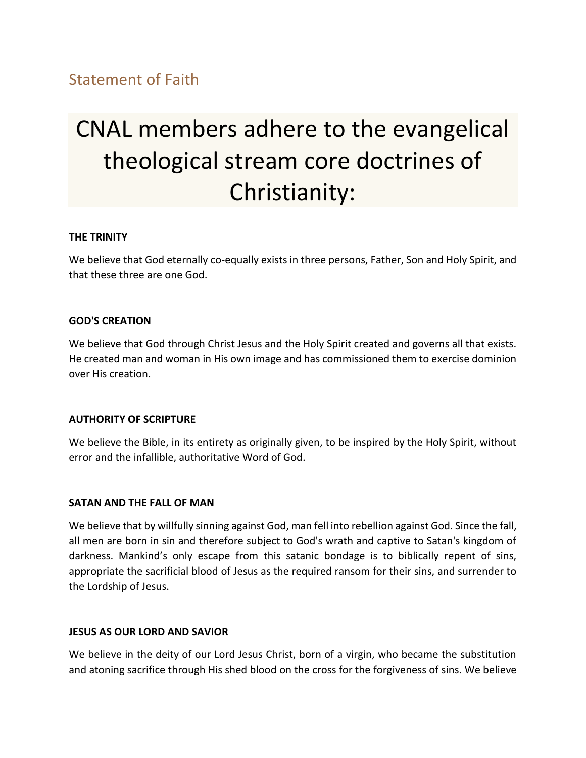## Statement of Faith

# CNAL members adhere to the evangelical theological stream core doctrines of Christianity:

**THE TRINITY**

We believe that God eternally co-equally exists in three persons, Father, Son and Holy Spirit, and that these three are one God.

**GOD'S CREATION**

We believe that God through Christ Jesus and the Holy Spirit created and governs all that exists. He created man and woman in His own image and has commissioned them to exercise dominion over His creation.

**AUTHORITY OF SCRIPTURE**

We believe the Bible, in its entirety as originally given, to be inspired by the Holy Spirit, without error and the infallible, authoritative Word of God.

**SATAN AND THE FALL OF MAN**

We believe that by willfully sinning against God, man fell into rebellion against God. Since the fall, all men are born in sin and therefore subject to God's wrath and captive to Satan's kingdom of darkness. Mankind's only escape from this satanic bondage is to biblically repent of sins, appropriate the sacrificial blood of Jesus as the required ransom for their sins, and surrender to the Lordship of Jesus.

**JESUS AS OUR LORD AND SAVIOR**

We believe in the deity of our Lord Jesus Christ, born of a virgin, who became the substitution and atoning sacrifice through His shed blood on the cross for the forgiveness of sins. We believe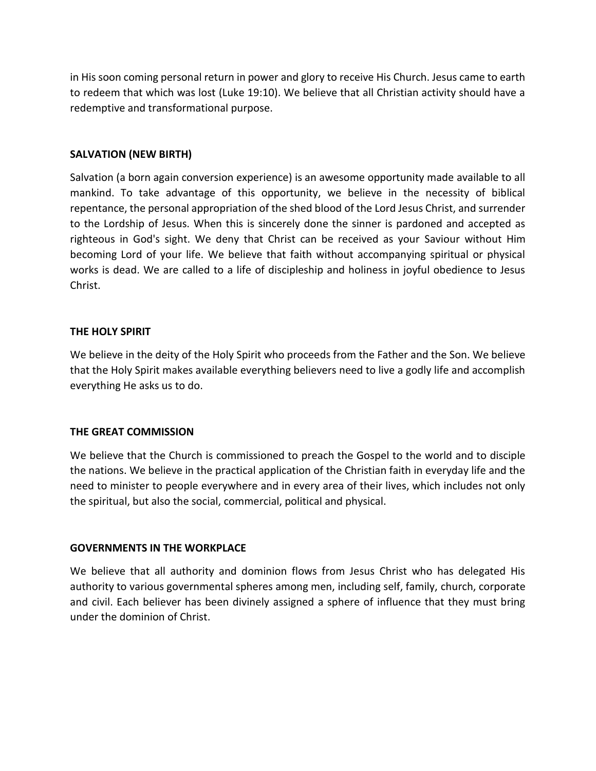in His soon coming personal return in power and glory to receive His Church. Jesus came to earth to redeem that which was lost (Luke 19:10). We believe that all Christian activity should have a redemptive and transformational purpose.

**SALVATION (NEW BIRTH)**

Salvation (a born again conversion experience) is an awesome opportunity made available to all mankind. To take advantage of this opportunity, we believe in the necessity of biblical repentance, the personal appropriation of the shed blood of the Lord Jesus Christ, and surrender to the Lordship of Jesus. When this is sincerely done the sinner is pardoned and accepted as righteous in God's sight. We deny that Christ can be received as your Saviour without Him becoming Lord of your life. We believe that faith without accompanying spiritual or physical works is dead. We are called to a life of discipleship and holiness in joyful obedience to Jesus Christ.

**THE HOLY SPIRIT**

We believe in the deity of the Holy Spirit who proceeds from the Father and the Son. We believe that the Holy Spirit makes available everything believers need to live a godly life and accomplish everything He asks us to do.

**THE GREAT COMMISSION**

We believe that the Church is commissioned to preach the Gospel to the world and to disciple the nations. We believe in the practical application of the Christian faith in everyday life and the need to minister to people everywhere and in every area of their lives, which includes not only the spiritual, but also the social, commercial, political and physical.

**GOVERNMENTS IN THE WORKPLACE**

We believe that all authority and dominion flows from Jesus Christ who has delegated His authority to various governmental spheres among men, including self, family, church, corporate and civil. Each believer has been divinely assigned a sphere of influence that they must bring under the dominion of Christ.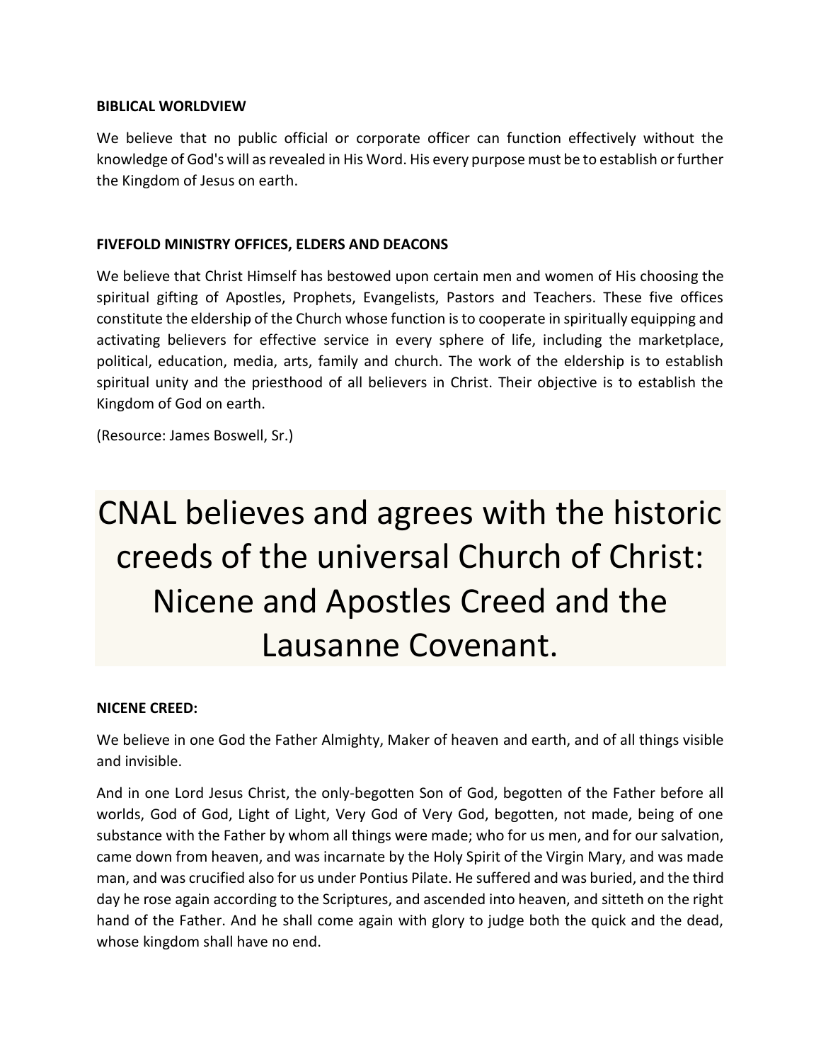**BIBLICAL WORLDVIEW**

We believe that no public official or corporate officer can function effectively without the knowledge of God's will as revealed in His Word. His every purpose must be to establish or further the Kingdom of Jesus on earth.

**FIVEFOLD MINISTRY OFFICES, ELDERS AND DEACONS**

We believe that Christ Himself has bestowed upon certain men and women of His choosing the spiritual gifting of Apostles, Prophets, Evangelists, Pastors and Teachers. These five offices constitute the eldership of the Church whose function is to cooperate in spiritually equipping and activating believers for effective service in every sphere of life, including the marketplace, political, education, media, arts, family and church. The work of the eldership is to establish spiritual unity and the priesthood of all believers in Christ. Their objective is to establish the Kingdom of God on earth.

(Resource: James Boswell, Sr.)

# CNAL believes and agrees with the historic creeds of the universal Church of Christ: Nicene and Apostles Creed and the Lausanne Covenant.

**NICENE CREED:**

We believe in one God the Father Almighty, Maker of heaven and earth, and of all things visible and invisible.

And in one Lord Jesus Christ, the only-begotten Son of God, begotten of the Father before all worlds, God of God, Light of Light, Very God of Very God, begotten, not made, being of one substance with the Father by whom all things were made; who for us men, and for our salvation, came down from heaven, and was incarnate by the Holy Spirit of the Virgin Mary, and was made man, and was crucified also for us under Pontius Pilate. He suffered and was buried, and the third day he rose again according to the Scriptures, and ascended into heaven, and sitteth on the right hand of the Father. And he shall come again with glory to judge both the quick and the dead, whose kingdom shall have no end.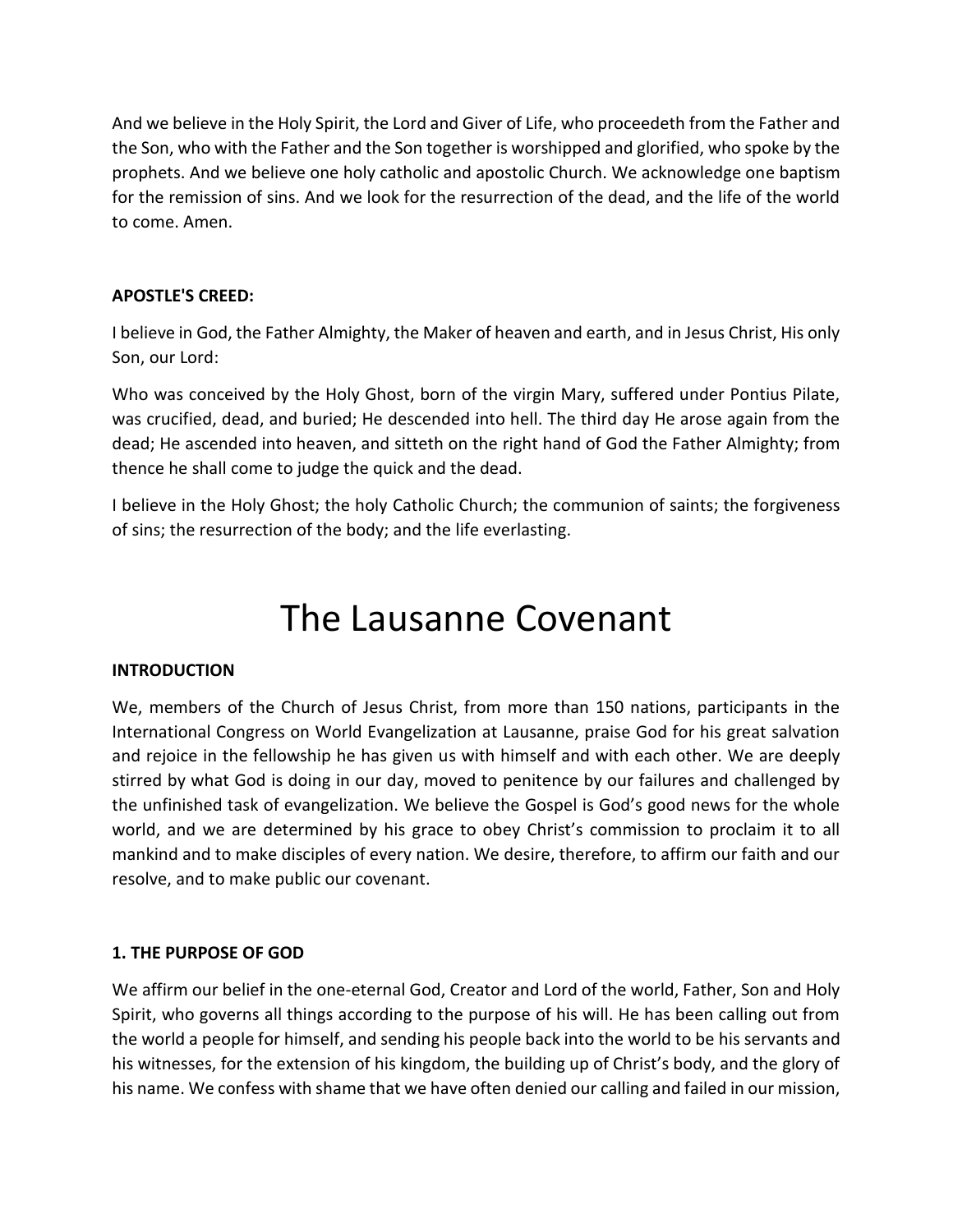And we believe in the Holy Spirit, the Lord and Giver of Life, who proceedeth from the Father and the Son, who with the Father and the Son together is worshipped and glorified, who spoke by the prophets. And we believe one holy catholic and apostolic Church. We acknowledge one baptism for the remission of sins. And we look for the resurrection of the dead, and the life of the world to come. Amen.

**APOSTLE'S CREED:**

I believe in God, the Father Almighty, the Maker of heaven and earth, and in Jesus Christ, His only Son, our Lord:

Who was conceived by the Holy Ghost, born of the virgin Mary, suffered under Pontius Pilate, was crucified, dead, and buried; He descended into hell. The third day He arose again from the dead; He ascended into heaven, and sitteth on the right hand of God the Father Almighty; from thence he shall come to judge the quick and the dead.

I believe in the Holy Ghost; the holy Catholic Church; the communion of saints; the forgiveness of sins; the resurrection of the body; and the life everlasting.

# The Lausanne Covenant

**INTRODUCTION**

We, members of the Church of Jesus Christ, from more than 150 nations, participants in the International Congress on World Evangelization at Lausanne, praise God for his great salvation and rejoice in the fellowship he has given us with himself and with each other. We are deeply stirred by what God is doing in our day, moved to penitence by our failures and challenged by the unfinished task of evangelization. We believe the Gospel is God's good news for the whole world, and we are determined by his grace to obey Christ's commission to proclaim it to all mankind and to make disciples of every nation. We desire, therefore, to affirm our faith and our resolve, and to make public our covenant.

**1. THE PURPOSE OF GOD**

We affirm our belief in the one-eternal God, Creator and Lord of the world, Father, Son and Holy Spirit, who governs all things according to the purpose of his will. He has been calling out from the world a people for himself, and sending his people back into the world to be his servants and his witnesses, for the extension of his kingdom, the building up of Christ's body, and the glory of his name. We confess with shame that we have often denied our calling and failed in our mission,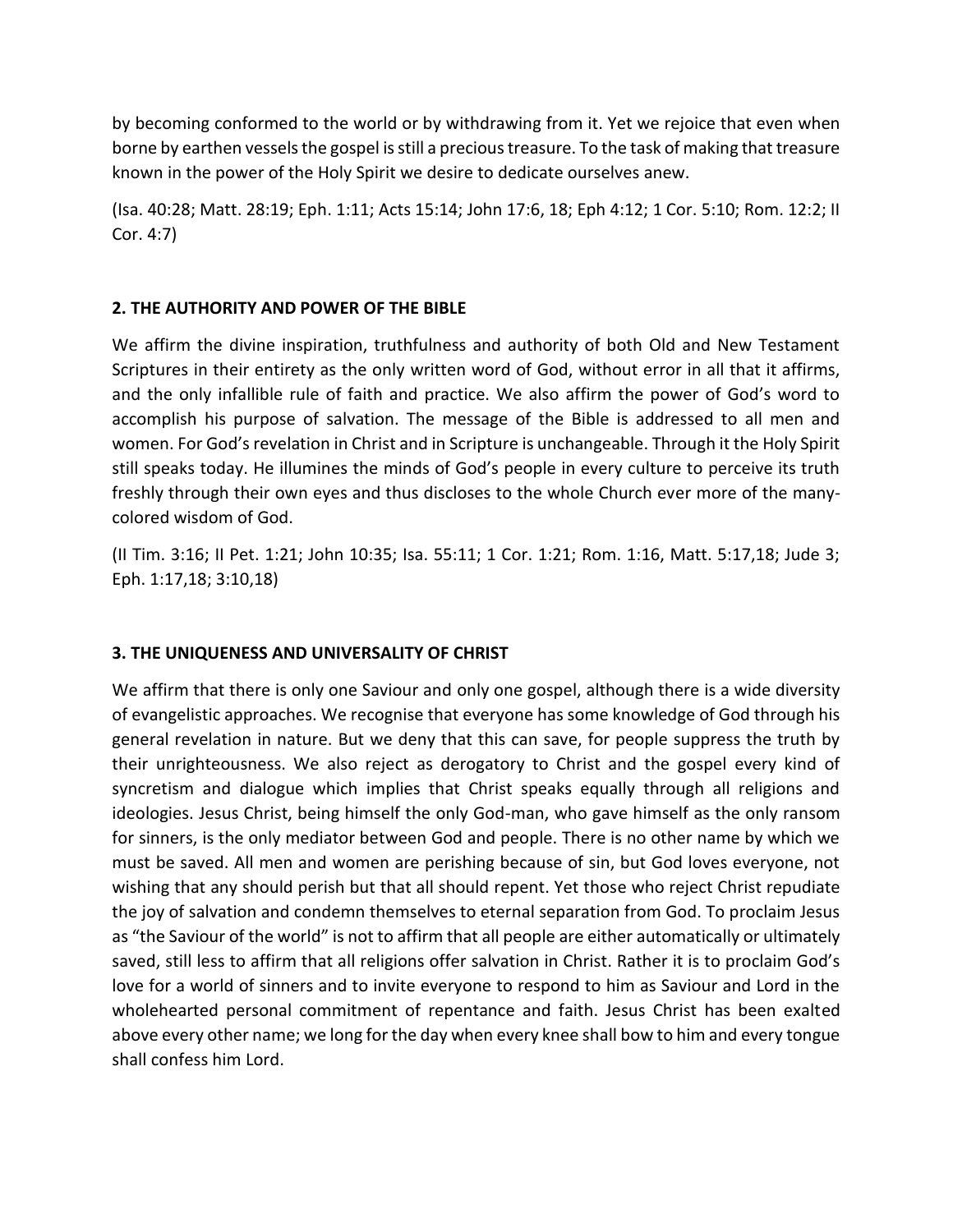by becoming conformed to the world or by withdrawing from it. Yet we rejoice that even when borne by earthen vessels the gospel is still a precious treasure. To the task of making that treasure known in the power of the Holy Spirit we desire to dedicate ourselves anew.

(Isa. 40:28; Matt. 28:19; Eph. 1:11; Acts 15:14; John 17:6, 18; Eph 4:12; 1 Cor. 5:10; Rom. 12:2; II Cor. 4:7)

## 2. THE AUTHORITY AND POWER OF THE BIBLE

We affirm the divine inspiration, truthfulness and authority of both Old and New Testament Scriptures in their entirety as the only written word of God, without error in all that it affirms, and the only infallible rule of faith and practice. We also affirm the power of God's word to accomplish his purpose of salvation. The message of the Bible is addressed to all men and women. For God's revelation in Christ and in Scripture is unchangeable. Through it the Holy Spirit still speaks today. He illumines the minds of God's people in every culture to perceive its truth freshly through their own eyes and thus discloses to the whole Church ever more of the many-colored wisdom of God.

(II Tim. 3:16; II Pet. 1:21; John 10:35; Isa. 55:11; 1 Cor. 1:21; Rom. 1:16, Matt. 5:17,18; Jude 3; Eph. 1:17,18; 3:10,18)

## 3. THE UNIQUENESS AND UNIVERSALITY OF CHRIST

We affirm that there is only one Saviour and only one gospel, although there is a wide diversity of evangelistic approaches. We recognise that everyone has some knowledge of God through his general revelation in nature. But we deny that this can save, for people suppress the truth by their unrighteousness. We also reject as derogatory to Christ and the gospel every kind of syncretism and dialogue which implies that Christ speaks equally through all religions and ideologies. Jesus Christ, being himself the only God-man, who gave himself as the only ransom for sinners, is the only mediator between God and people. There is no other name by which we must be saved. All men and women are perishing because of sin, but God loves everyone, not wishing that any should perish but that all should repent. Yet those who reject Christ repudiate the joy of salvation and condemn themselves to eternal separation from God. To proclaim Jesus as "the Saviour of the world" is not to affirm that all people are either automatically or ultimately saved, still less to affirm that all religions offer salvation in Christ. Rather it is to proclaim God's love for a world of sinners and to invite everyone to respond to him as Saviour and Lord in the wholehearted personal commitment of repentance and faith. Jesus Christ has been exalted above every other name; we long for the day when every knee shall bow to him and every tongue shall confess him Lord.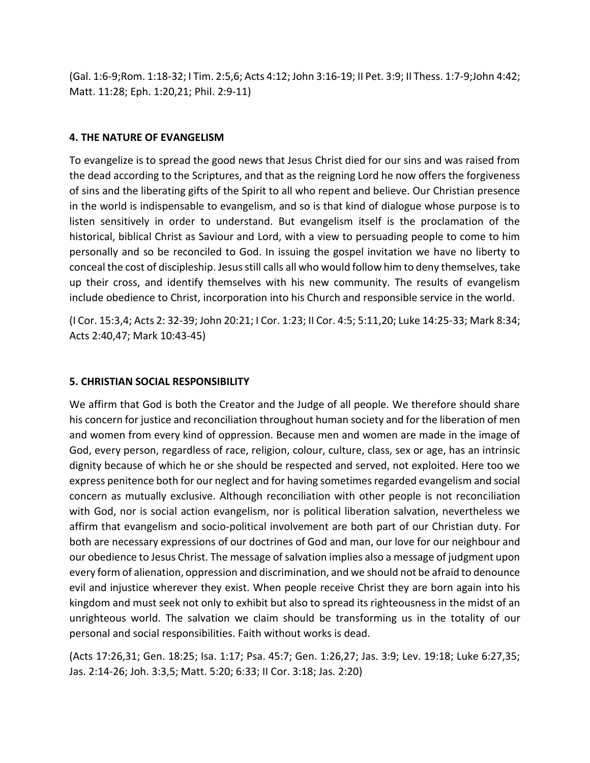(Gal. 1:6-9;Rom. 1:18-32; I Tim. 2:5,6; Acts 4:12; John 3:16-19; II Pet. 3:9; II Thess. 1:7-9;John 4:42; Matt. 11:28; Eph. 1:20,21; Phil. 2:9-11)

## 4. THE NATURE OF EVANGELISM

To evangelize is to spread the good news that Jesus Christ died for our sins and was raised from the dead according to the Scriptures, and that as the reigning Lord he now offers the forgiveness of sins and the liberating gifts of the Spirit to all who repent and believe. Our Christian presence in the world is indispensable to evangelism, and so is that kind of dialogue whose purpose is to listen sensitively in order to understand. But evangelism itself is the proclamation of the historical, biblical Christ as Saviour and Lord, with a view to persuading people to come to him personally and so be reconciled to God. In issuing the gospel invitation we have no liberty to conceal the cost of discipleship. Jesus still calls all who would follow him to deny themselves, take up their cross, and identify themselves with his new community. The results of evangelism include obedience to Christ, incorporation into his Church and responsible service in the world.

(I Cor. 15:3,4; Acts 2: 32-39; John 20:21; I Cor. 1:23; II Cor. 4:5; 5:11,20; Luke 14:25-33; Mark 8:34; Acts 2:40,47; Mark 10:43-45)

## 5. CHRISTIAN SOCIAL RESPONSIBILITY

We affirm that God is both the Creator and the Judge of all people. We therefore should share his concern for justice and reconciliation throughout human society and for the liberation of men and women from every kind of oppression. Because men and women are made in the image of God, every person, regardless of race, religion, colour, culture, class, sex or age, has an intrinsic dignity because of which he or she should be respected and served, not exploited. Here too we express penitence both for our neglect and for having sometimes regarded evangelism and social concern as mutually exclusive. Although reconciliation with other people is not reconciliation with God, nor is social action evangelism, nor is political liberation salvation, nevertheless we affirm that evangelism and socio-political involvement are both part of our Christian duty. For both are necessary expressions of our doctrines of God and man, our love for our neighbour and our obedience to Jesus Christ. The message of salvation implies also a message of judgment upon every form of alienation, oppression and discrimination, and we should not be afraid to denounce evil and injustice wherever they exist. When people receive Christ they are born again into his kingdom and must seek not only to exhibit but also to spread its righteousness in the midst of an unrighteous world. The salvation we claim should be transforming us in the totality of our personal and social responsibilities. Faith without works is dead.

(Acts 17:26,31; Gen. 18:25; Isa. 1:17; Psa. 45:7; Gen. 1:26,27; Jas. 3:9; Lev. 19:18; Luke 6:27,35; Jas. 2:14-26; Joh. 3:3,5; Matt. 5:20; 6:33; II Cor. 3:18; Jas. 2:20)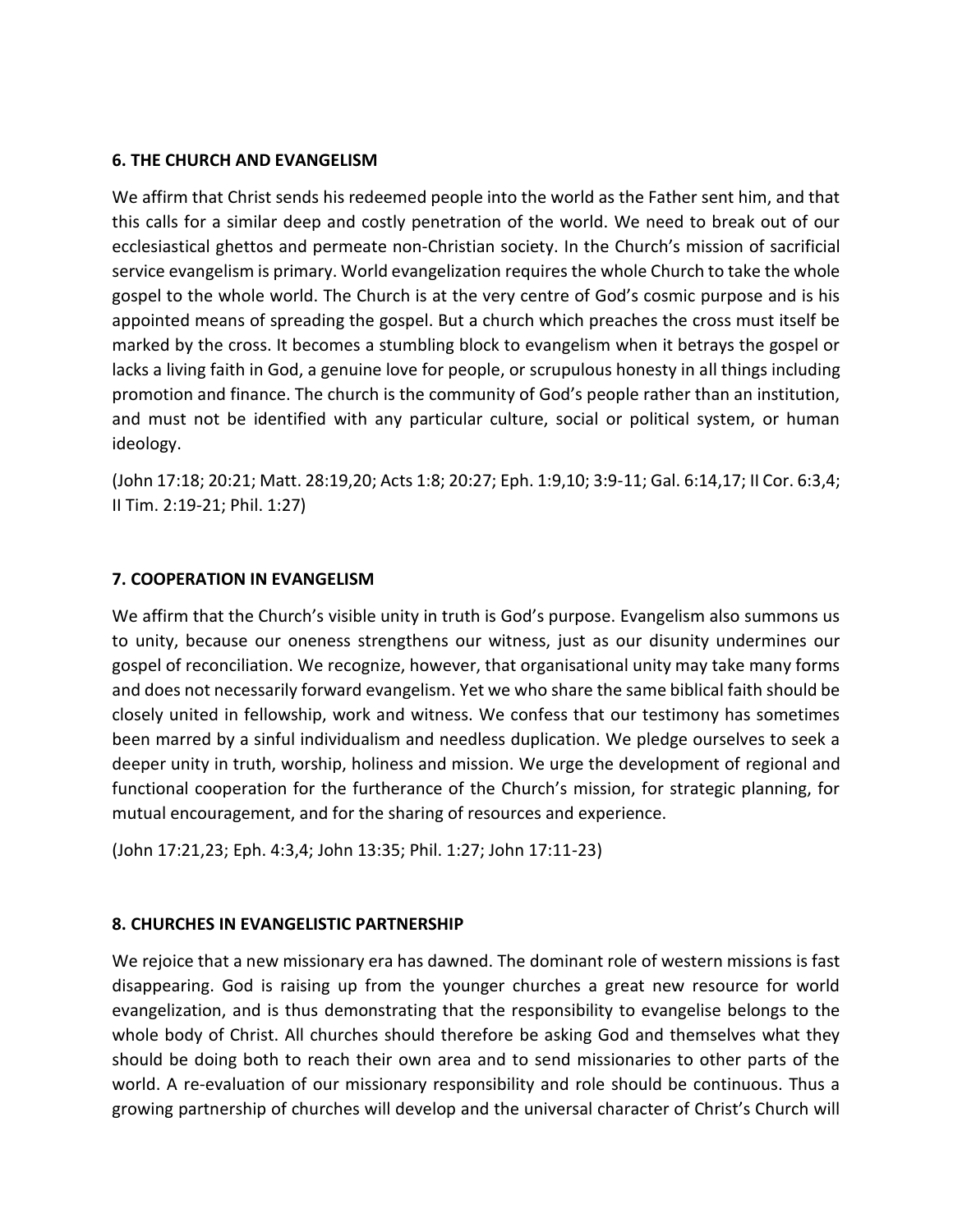**6. THE CHURCH AND EVANGELISM**

We affirm that Christ sends his redeemed people into the world as the Father sent him, and that this calls for a similar deep and costly penetration of the world. We need to break out of our ecclesiastical ghettos and permeate non-Christian society. In the Church's mission of sacrificial service evangelism is primary. World evangelization requires the whole Church to take the whole gospel to the whole world. The Church is at the very centre of God's cosmic purpose and is his appointed means of spreading the gospel. But a church which preaches the cross must itself be marked by the cross. It becomes a stumbling block to evangelism when it betrays the gospel or lacks a living faith in God, a genuine love for people, or scrupulous honesty in all things including promotion and finance. The church is the community of God's people rather than an institution, and must not be identified with any particular culture, social or political system, or human ideology.

(John 17:18; 20:21; Matt. 28:19,20; Acts 1:8; 20:27; Eph. 1:9,10; 3:9-11; Gal. 6:14,17; II Cor. 6:3,4; II Tim. 2:19-21; Phil. 1:27)

**7. COOPERATION IN EVANGELISM**

We affirm that the Church's visible unity in truth is God's purpose. Evangelism also summons us to unity, because our oneness strengthens our witness, just as our disunity undermines our gospel of reconciliation. We recognize, however, that organisational unity may take many forms and does not necessarily forward evangelism. Yet we who share the same biblical faith should be closely united in fellowship, work and witness. We confess that our testimony has sometimes been marred by a sinful individualism and needless duplication. We pledge ourselves to seek a deeper unity in truth, worship, holiness and mission. We urge the development of regional and functional cooperation for the furtherance of the Church's mission, for strategic planning, for mutual encouragement, and for the sharing of resources and experience.

(John 17:21,23; Eph. 4:3,4; John 13:35; Phil. 1:27; John 17:11-23)

**8. CHURCHES IN EVANGELISTIC PARTNERSHIP**

We rejoice that a new missionary era has dawned. The dominant role of western missions is fast disappearing. God is raising up from the younger churches a great new resource for world evangelization, and is thus demonstrating that the responsibility to evangelise belongs to the whole body of Christ. All churches should therefore be asking God and themselves what they should be doing both to reach their own area and to send missionaries to other parts of the world. A re-evaluation of our missionary responsibility and role should be continuous. Thus a growing partnership of churches will develop and the universal character of Christ's Church will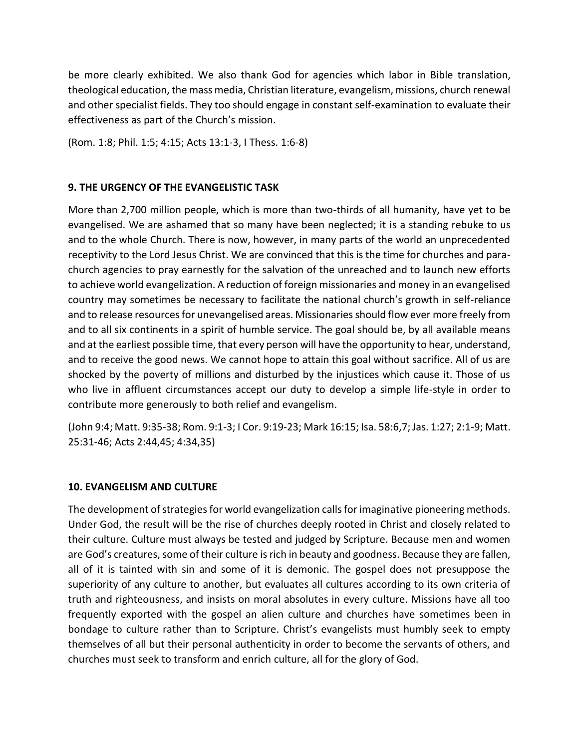be more clearly exhibited. We also thank God for agencies which labor in Bible translation, theological education, the mass media, Christian literature, evangelism, missions, church renewal and other specialist fields. They too should engage in constant self-examination to evaluate their effectiveness as part of the Church's mission.

(Rom. 1:8; Phil. 1:5; 4:15; Acts 13:1-3, I Thess. 1:6-8)

## 9. THE URGENCY OF THE EVANGELISTIC TASK

More than 2,700 million people, which is more than two-thirds of all humanity, have yet to be evangelised. We are ashamed that so many have been neglected; it is a standing rebuke to us and to the whole Church. There is now, however, in many parts of the world an unprecedented receptivity to the Lord Jesus Christ. We are convinced that this is the time for churches and para-church agencies to pray earnestly for the salvation of the unreached and to launch new efforts to achieve world evangelization. A reduction of foreign missionaries and money in an evangelised country may sometimes be necessary to facilitate the national church's growth in self-reliance and to release resources for unevangelised areas. Missionaries should flow ever more freely from and to all six continents in a spirit of humble service. The goal should be, by all available means and at the earliest possible time, that every person will have the opportunity to hear, understand, and to receive the good news. We cannot hope to attain this goal without sacrifice. All of us are shocked by the poverty of millions and disturbed by the injustices which cause it. Those of us who live in affluent circumstances accept our duty to develop a simple life-style in order to contribute more generously to both relief and evangelism.

(John 9:4; Matt. 9:35-38; Rom. 9:1-3; I Cor. 9:19-23; Mark 16:15; Isa. 58:6,7; Jas. 1:27; 2:1-9; Matt. 25:31-46; Acts 2:44,45; 4:34,35)

## 10. EVANGELISM AND CULTURE

The development of strategies for world evangelization calls for imaginative pioneering methods. Under God, the result will be the rise of churches deeply rooted in Christ and closely related to their culture. Culture must always be tested and judged by Scripture. Because men and women are God's creatures, some of their culture is rich in beauty and goodness. Because they are fallen, all of it is tainted with sin and some of it is demonic. The gospel does not presuppose the superiority of any culture to another, but evaluates all cultures according to its own criteria of truth and righteousness, and insists on moral absolutes in every culture. Missions have all too frequently exported with the gospel an alien culture and churches have sometimes been in bondage to culture rather than to Scripture. Christ's evangelists must humbly seek to empty themselves of all but their personal authenticity in order to become the servants of others, and churches must seek to transform and enrich culture, all for the glory of God.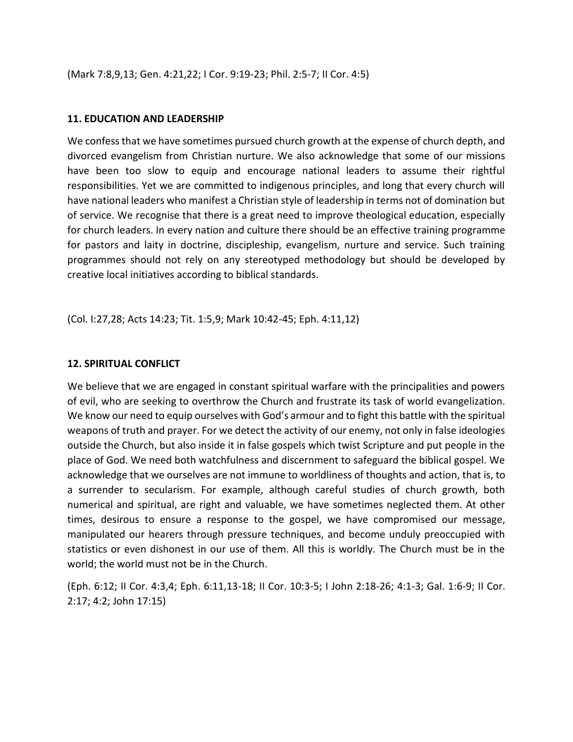(Mark 7:8,9,13; Gen. 4:21,22; I Cor. 9:19-23; Phil. 2:5-7; II Cor. 4:5)

## 11. EDUCATION AND LEADERSHIP

We confess that we have sometimes pursued church growth at the expense of church depth, and divorced evangelism from Christian nurture. We also acknowledge that some of our missions have been too slow to equip and encourage national leaders to assume their rightful responsibilities. Yet we are committed to indigenous principles, and long that every church will have national leaders who manifest a Christian style of leadership in terms not of domination but of service. We recognise that there is a great need to improve theological education, especially for church leaders. In every nation and culture there should be an effective training programme for pastors and laity in doctrine, discipleship, evangelism, nurture and service. Such training programmes should not rely on any stereotyped methodology but should be developed by creative local initiatives according to biblical standards.

(Col. I:27,28; Acts 14:23; Tit. 1:5,9; Mark 10:42-45; Eph. 4:11,12)

## 12. SPIRITUAL CONFLICT

We believe that we are engaged in constant spiritual warfare with the principalities and powers of evil, who are seeking to overthrow the Church and frustrate its task of world evangelization. We know our need to equip ourselves with God's armour and to fight this battle with the spiritual weapons of truth and prayer. For we detect the activity of our enemy, not only in false ideologies outside the Church, but also inside it in false gospels which twist Scripture and put people in the place of God. We need both watchfulness and discernment to safeguard the biblical gospel. We acknowledge that we ourselves are not immune to worldliness of thoughts and action, that is, to a surrender to secularism. For example, although careful studies of church growth, both numerical and spiritual, are right and valuable, we have sometimes neglected them. At other times, desirous to ensure a response to the gospel, we have compromised our message, manipulated our hearers through pressure techniques, and become unduly preoccupied with statistics or even dishonest in our use of them. All this is worldly. The Church must be in the world; the world must not be in the Church.

(Eph. 6:12; II Cor. 4:3,4; Eph. 6:11,13-18; II Cor. 10:3-5; I John 2:18-26; 4:1-3; Gal. 1:6-9; II Cor. 2:17; 4:2; John 17:15)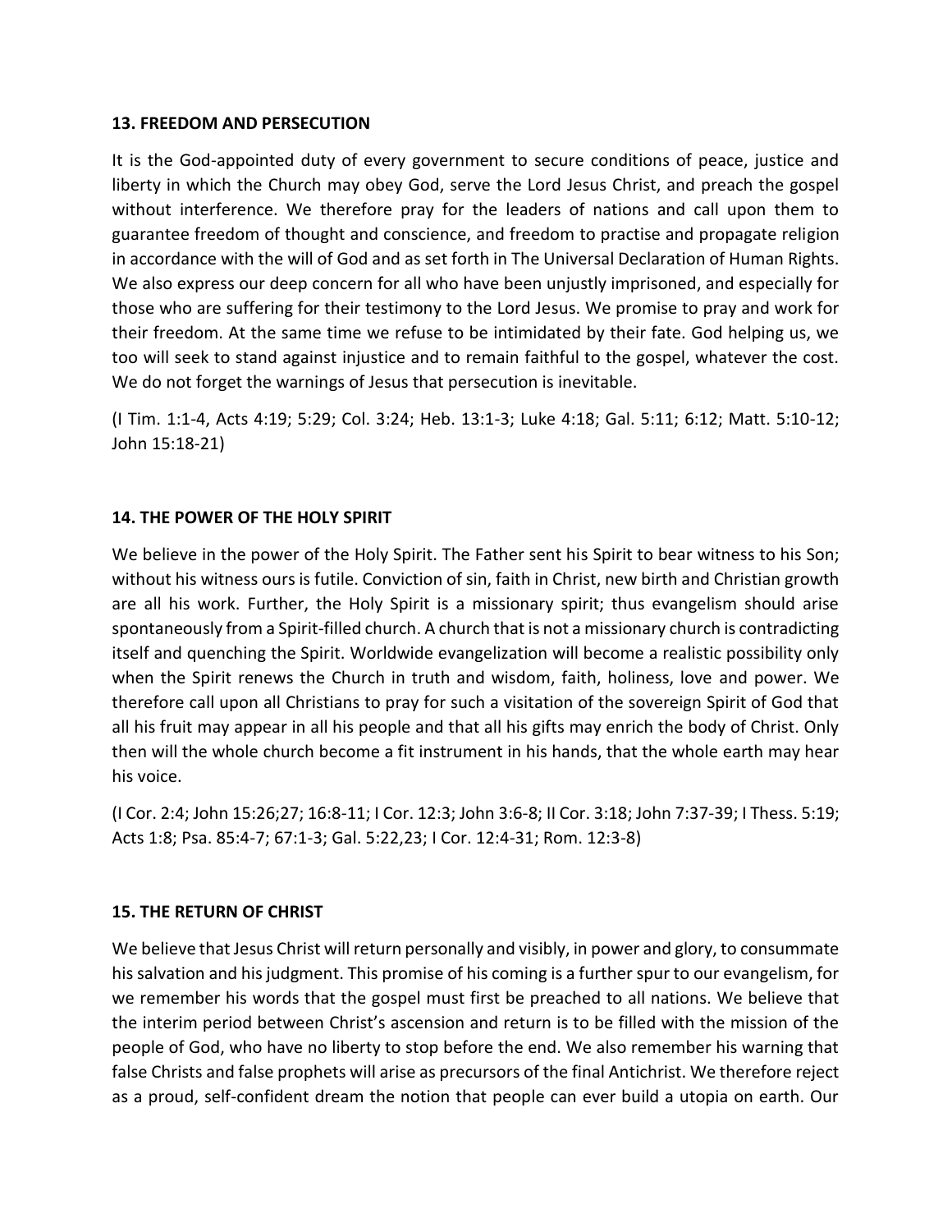### 13. FREEDOM AND PERSECUTION

It is the God-appointed duty of every government to secure conditions of peace, justice and liberty in which the Church may obey God, serve the Lord Jesus Christ, and preach the gospel without interference. We therefore pray for the leaders of nations and call upon them to guarantee freedom of thought and conscience, and freedom to practise and propagate religion in accordance with the will of God and as set forth in The Universal Declaration of Human Rights. We also express our deep concern for all who have been unjustly imprisoned, and especially for those who are suffering for their testimony to the Lord Jesus. We promise to pray and work for their freedom. At the same time we refuse to be intimidated by their fate. God helping us, we too will seek to stand against injustice and to remain faithful to the gospel, whatever the cost. We do not forget the warnings of Jesus that persecution is inevitable.

(I Tim. 1:1-4, Acts 4:19; 5:29; Col. 3:24; Heb. 13:1-3; Luke 4:18; Gal. 5:11; 6:12; Matt. 5:10-12; John 15:18-21)

### 14. THE POWER OF THE HOLY SPIRIT

We believe in the power of the Holy Spirit. The Father sent his Spirit to bear witness to his Son; without his witness ours is futile. Conviction of sin, faith in Christ, new birth and Christian growth are all his work. Further, the Holy Spirit is a missionary spirit; thus evangelism should arise spontaneously from a Spirit-filled church. A church that is not a missionary church is contradicting itself and quenching the Spirit. Worldwide evangelization will become a realistic possibility only when the Spirit renews the Church in truth and wisdom, faith, holiness, love and power. We therefore call upon all Christians to pray for such a visitation of the sovereign Spirit of God that all his fruit may appear in all his people and that all his gifts may enrich the body of Christ. Only then will the whole church become a fit instrument in his hands, that the whole earth may hear his voice.

(I Cor. 2:4; John 15:26;27; 16:8-11; I Cor. 12:3; John 3:6-8; II Cor. 3:18; John 7:37-39; I Thess. 5:19; Acts 1:8; Psa. 85:4-7; 67:1-3; Gal. 5:22,23; I Cor. 12:4-31; Rom. 12:3-8)

### 15. THE RETURN OF CHRIST

We believe that Jesus Christ will return personally and visibly, in power and glory, to consummate his salvation and his judgment. This promise of his coming is a further spur to our evangelism, for we remember his words that the gospel must first be preached to all nations. We believe that the interim period between Christ's ascension and return is to be filled with the mission of the people of God, who have no liberty to stop before the end. We also remember his warning that false Christs and false prophets will arise as precursors of the final Antichrist. We therefore reject as a proud, self-confident dream the notion that people can ever build a utopia on earth. Our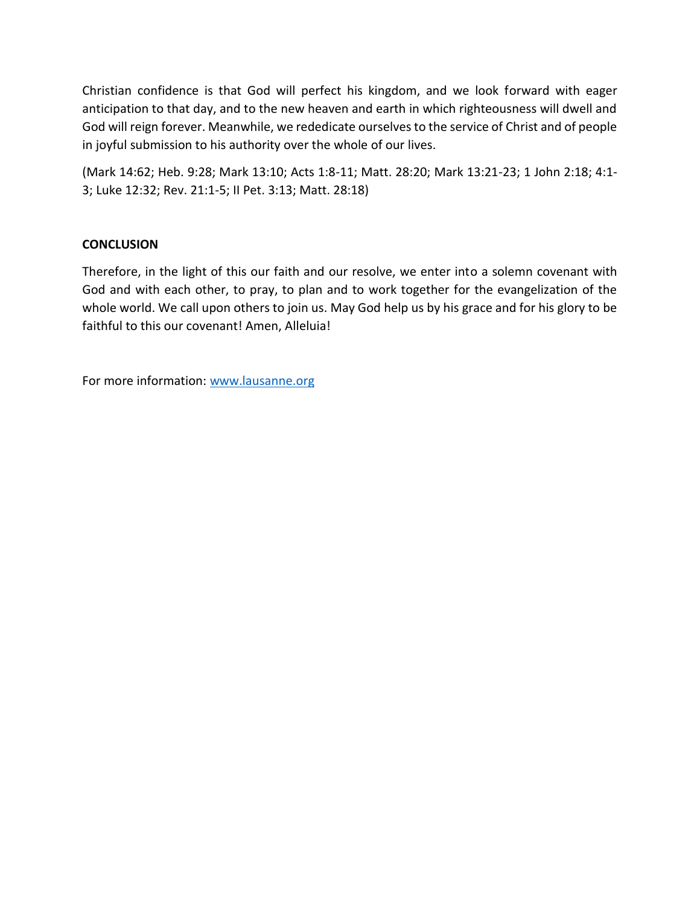Christian confidence is that God will perfect his kingdom, and we look forward with eager anticipation to that day, and to the new heaven and earth in which righteousness will dwell and God will reign forever. Meanwhile, we rededicate ourselves to the service of Christ and of people in joyful submission to his authority over the whole of our lives.

(Mark 14:62; Heb. 9:28; Mark 13:10; Acts 1:8-11; Matt. 28:20; Mark 13:21-23; 1 John 2:18; 4:1-3; Luke 12:32; Rev. 21:1-5; II Pet. 3:13; Matt. 28:18)

**CONCLUSION**

Therefore, in the light of this our faith and our resolve, we enter into a solemn covenant with God and with each other, to pray, to plan and to work together for the evangelization of the whole world. We call upon others to join us. May God help us by his grace and for his glory to be faithful to this our covenant! Amen, Alleluia!

For more information: [www.lausanne.org](http://www.lausanne.org)